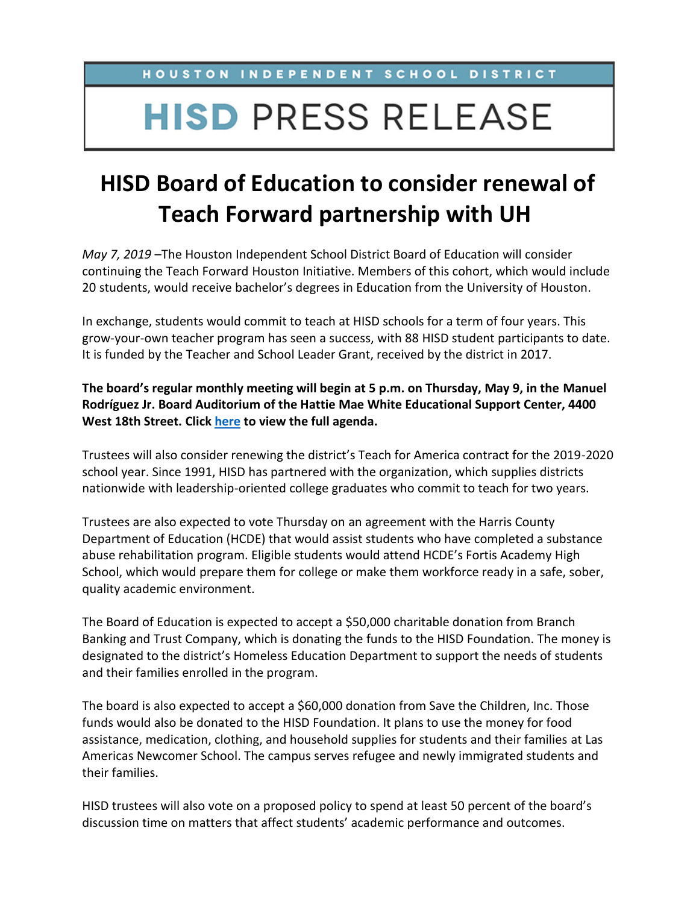HOUSTON INDEPENDENT SCHOOL DISTRICT

# HISD PRESS RELEASE

## HISD Board of Education to consider renewal of Teach Forward partnership with UH

*May 7, 2019* –The Houston Independent School District Board of Education will consider continuing the Teach Forward Houston Initiative. Members of this cohort, which would include 20 students, would receive bachelor's degrees in Education from the University of Houston.

In exchange, students would commit to teach at HISD schools for a term of four years. This grow-your-own teacher program has seen a success, with 88 HISD student participants to date. It is funded by the Teacher and School Leader Grant, received by the district in 2017.

**The board's regular monthly meeting will begin at 5 p.m. on Thursday, May 9, in the Manuel Rodríguez Jr. Board Auditorium of the Hattie Mae White Educational Support Center, 4400 West 18th Street. Click here to view the full agenda.**

Trustees will also consider renewing the district's Teach for America contract for the 2019-2020 school year. Since 1991, HISD has partnered with the organization, which supplies districts nationwide with leadership-oriented college graduates who commit to teach for two years.

Trustees are also expected to vote Thursday on an agreement with the Harris County Department of Education (HCDE) that would assist students who have completed a substance abuse rehabilitation program. Eligible students would attend HCDE's Fortis Academy High School, which would prepare them for college or make them workforce ready in a safe, sober, quality academic environment.

The Board of Education is expected to accept a $50,000 charitable donation from Branch Banking and Trust Company, which is donating the funds to the HISD Foundation. The money is designated to the district's Homeless Education Department to support the needs of students and their families enrolled in the program.

The board is also expected to accept a $60,000 donation from Save the Children, Inc. Those funds would also be donated to the HISD Foundation. It plans to use the money for food assistance, medication, clothing, and household supplies for students and their families at Las Americas Newcomer School. The campus serves refugee and newly immigrated students and their families.

HISD trustees will also vote on a proposed policy to spend at least 50 percent of the board's discussion time on matters that affect students' academic performance and outcomes.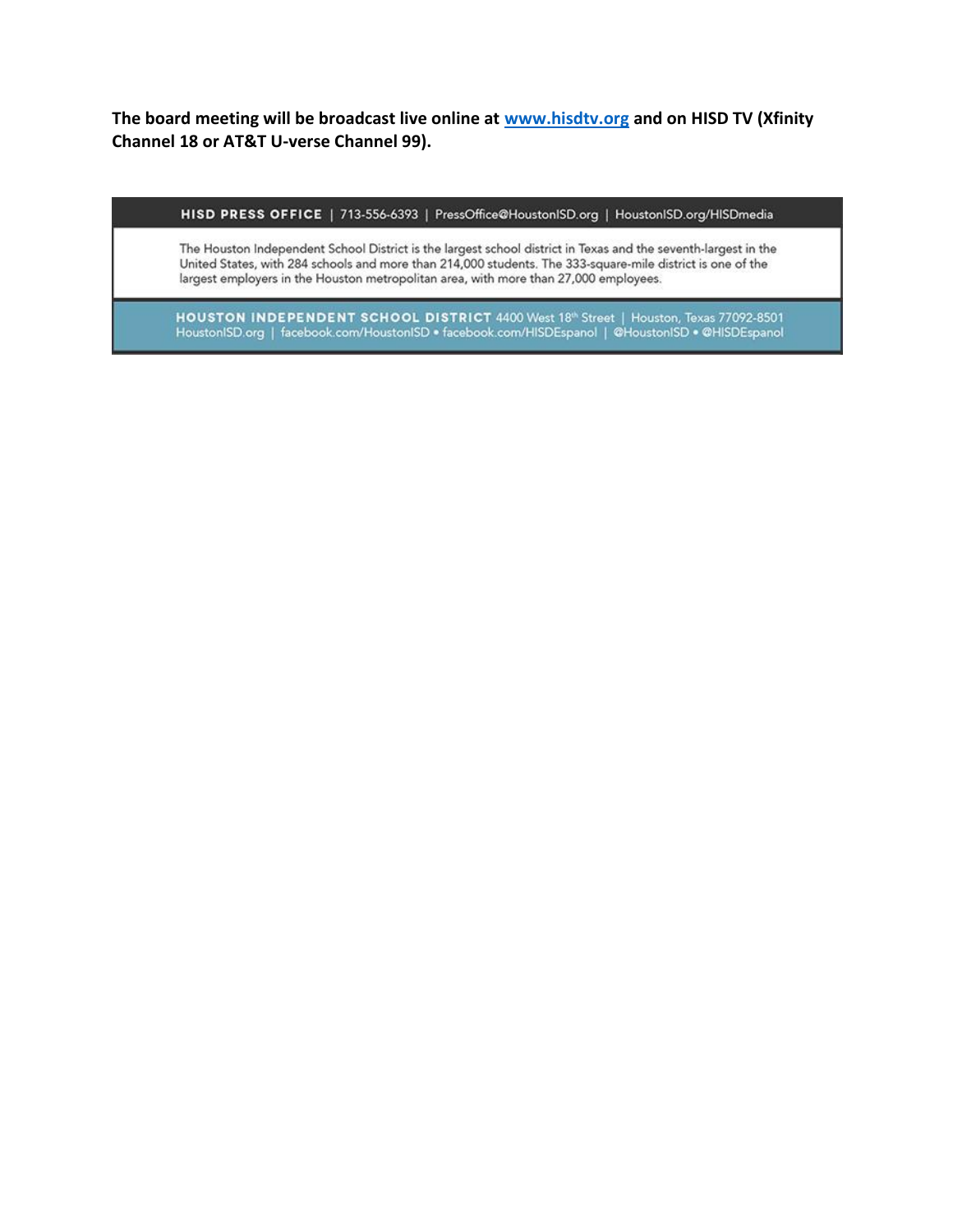**The board meeting will be broadcast live online at [www.hisdtv.org](http://www.hisdtv.org) and on HISD TV (Xfinity Channel 18 or AT&T U-verse Channel 99).**

**HISD PRESS OFFICE** | 713-556-6393 | PressOffice@HoustonISD.org | HoustonISD.org/HISDmedia

The Houston Independent School District is the largest school district in Texas and the seventh-largest in the United States, with 284 schools and more than 214,000 students. The 333-square-mile district is one of the largest employers in the Houston metropolitan area, with more than 27,000 employees.

**HOUSTON INDEPENDENT SCHOOL DISTRICT** 4400 West 18th Street | Houston, Texas 77092-8501
HoustonISD.org | facebook.com/HoustonISD • facebook.com/HISDEspanol | @HoustonISD • @HISDEspanol